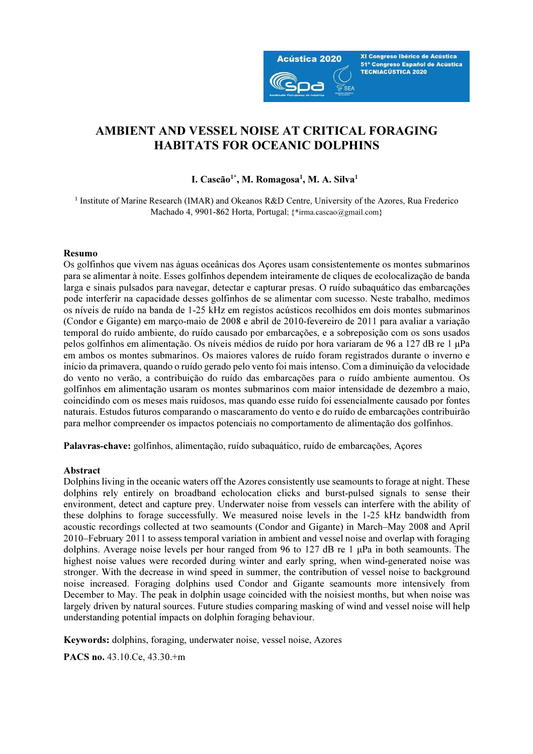# AMBIENT AND VESSEL NOISE AT CRITICAL FORAGING HABITATS FOR OCEANIC DOLPHINS

**I. Cascão[1*], M. Romagosa[1], M. A. Silva[1]**

[1] Institute of Marine Research (IMAR) and Okeanos R&D Centre, University of the Azores, Rua Frederico Machado 4, 9901-862 Horta, Portugal; {*irma.cascao@gmail.com}

## Resumo

Os golfinhos que vivem nas águas oceânicas dos Açores usam consistentemente os montes submarinos para se alimentar à noite. Esses golfinhos dependem inteiramente de cliques de ecolocalização de banda larga e sinais pulsados para navegar, detectar e capturar presas. O ruído subaquático das embarcações pode interferir na capacidade desses golfinhos de se alimentar com sucesso. Neste trabalho, medimos os níveis de ruído na banda de 1-25 kHz em registos acústicos recolhidos em dois montes submarinos (Condor e Gigante) em março-maio de 2008 e abril de 2010-fevereiro de 2011 para avaliar a variação temporal do ruído ambiente, do ruído causado por embarcações, e a sobreposição com os sons usados pelos golfinhos em alimentação. Os níveis médios de ruído por hora variaram de 96 a 127 dB re 1 µPa em ambos os montes submarinos. Os maiores valores de ruído foram registrados durante o inverno e início da primavera, quando o ruído gerado pelo vento foi mais intenso. Com a diminuição da velocidade do vento no verão, a contribuição do ruído das embarcações para o ruído ambiente aumentou. Os golfinhos em alimentação usaram os montes submarinos com maior intensidade de dezembro a maio, coincidindo com os meses mais ruidosos, mas quando esse ruído foi essencialmente causado por fontes naturais. Estudos futuros comparando o mascaramento do vento e do ruído de embarcações contribuirão para melhor compreender os impactos potenciais no comportamento de alimentação dos golfinhos.

**Palavras-chave:** golfinhos, alimentação, ruído subaquático, ruído de embarcações, Açores

## Abstract

Dolphins living in the oceanic waters off the Azores consistently use seamounts to forage at night. These dolphins rely entirely on broadband echolocation clicks and burst-pulsed signals to sense their environment, detect and capture prey. Underwater noise from vessels can interfere with the ability of these dolphins to forage successfully. We measured noise levels in the 1-25 kHz bandwidth from acoustic recordings collected at two seamounts (Condor and Gigante) in March–May 2008 and April 2010–February 2011 to assess temporal variation in ambient and vessel noise and overlap with foraging dolphins. Average noise levels per hour ranged from 96 to 127 dB re 1 µPa in both seamounts. The highest noise values were recorded during winter and early spring, when wind-generated noise was stronger. With the decrease in wind speed in summer, the contribution of vessel noise to background noise increased. Foraging dolphins used Condor and Gigante seamounts more intensively from December to May. The peak in dolphin usage coincided with the noisiest months, but when noise was largely driven by natural sources. Future studies comparing masking of wind and vessel noise will help understanding potential impacts on dolphin foraging behaviour.

**Keywords:** dolphins, foraging, underwater noise, vessel noise, Azores

**PACS no.** 43.10.Ce, 43.30.+m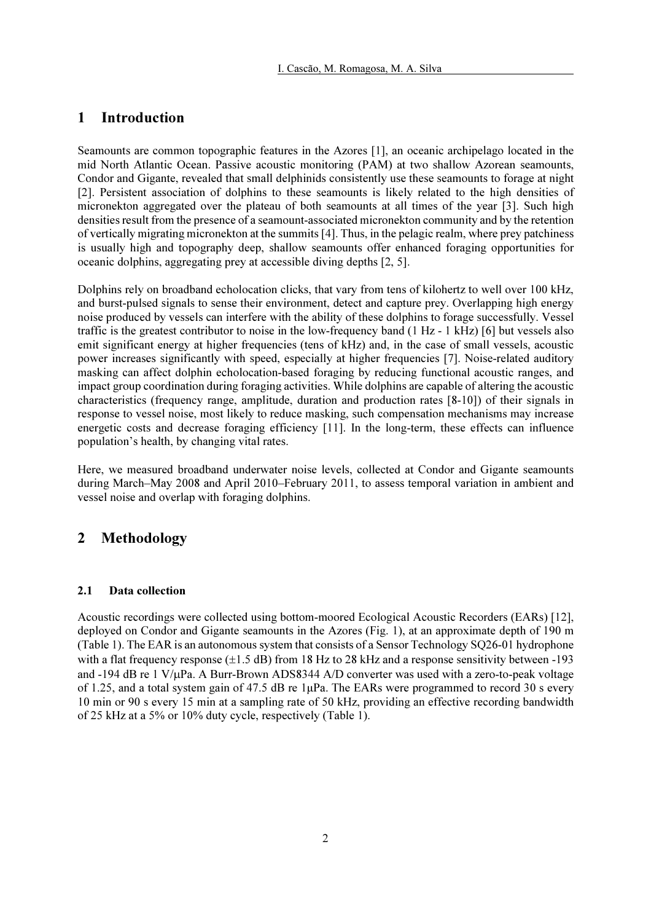# 1 Introduction

Seamounts are common topographic features in the Azores [1], an oceanic archipelago located in the mid North Atlantic Ocean. Passive acoustic monitoring (PAM) at two shallow Azorean seamounts, Condor and Gigante, revealed that small delphinids consistently use these seamounts to forage at night [2]. Persistent association of dolphins to these seamounts is likely related to the high densities of micronekton aggregated over the plateau of both seamounts at all times of the year [3]. Such high densities result from the presence of a seamount-associated micronekton community and by the retention of vertically migrating micronekton at the summits [4]. Thus, in the pelagic realm, where prey patchiness is usually high and topography deep, shallow seamounts offer enhanced foraging opportunities for oceanic dolphins, aggregating prey at accessible diving depths [2, 5].

Dolphins rely on broadband echolocation clicks, that vary from tens of kilohertz to well over 100 kHz, and burst-pulsed signals to sense their environment, detect and capture prey. Overlapping high energy noise produced by vessels can interfere with the ability of these dolphins to forage successfully. Vessel traffic is the greatest contributor to noise in the low-frequency band (1 Hz - 1 kHz) [6] but vessels also emit significant energy at higher frequencies (tens of kHz) and, in the case of small vessels, acoustic power increases significantly with speed, especially at higher frequencies [7]. Noise-related auditory masking can affect dolphin echolocation-based foraging by reducing functional acoustic ranges, and impact group coordination during foraging activities. While dolphins are capable of altering the acoustic characteristics (frequency range, amplitude, duration and production rates [8-10]) of their signals in response to vessel noise, most likely to reduce masking, such compensation mechanisms may increase energetic costs and decrease foraging efficiency [11]. In the long-term, these effects can influence population's health, by changing vital rates.

Here, we measured broadband underwater noise levels, collected at Condor and Gigante seamounts during March–May 2008 and April 2010–February 2011, to assess temporal variation in ambient and vessel noise and overlap with foraging dolphins.

# 2 Methodology

## 2.1 Data collection

Acoustic recordings were collected using bottom-moored Ecological Acoustic Recorders (EARs) [12], deployed on Condor and Gigante seamounts in the Azores (Fig. 1), at an approximate depth of 190 m (Table 1). The EAR is an autonomous system that consists of a Sensor Technology SQ26-01 hydrophone with a flat frequency response (±1.5 dB) from 18 Hz to 28 kHz and a response sensitivity between -193 and -194 dB re 1 V/μPa. A Burr-Brown ADS8344 A/D converter was used with a zero-to-peak voltage of 1.25, and a total system gain of 47.5 dB re 1μPa. The EARs were programmed to record 30 s every 10 min or 90 s every 15 min at a sampling rate of 50 kHz, providing an effective recording bandwidth of 25 kHz at a 5% or 10% duty cycle, respectively (Table 1).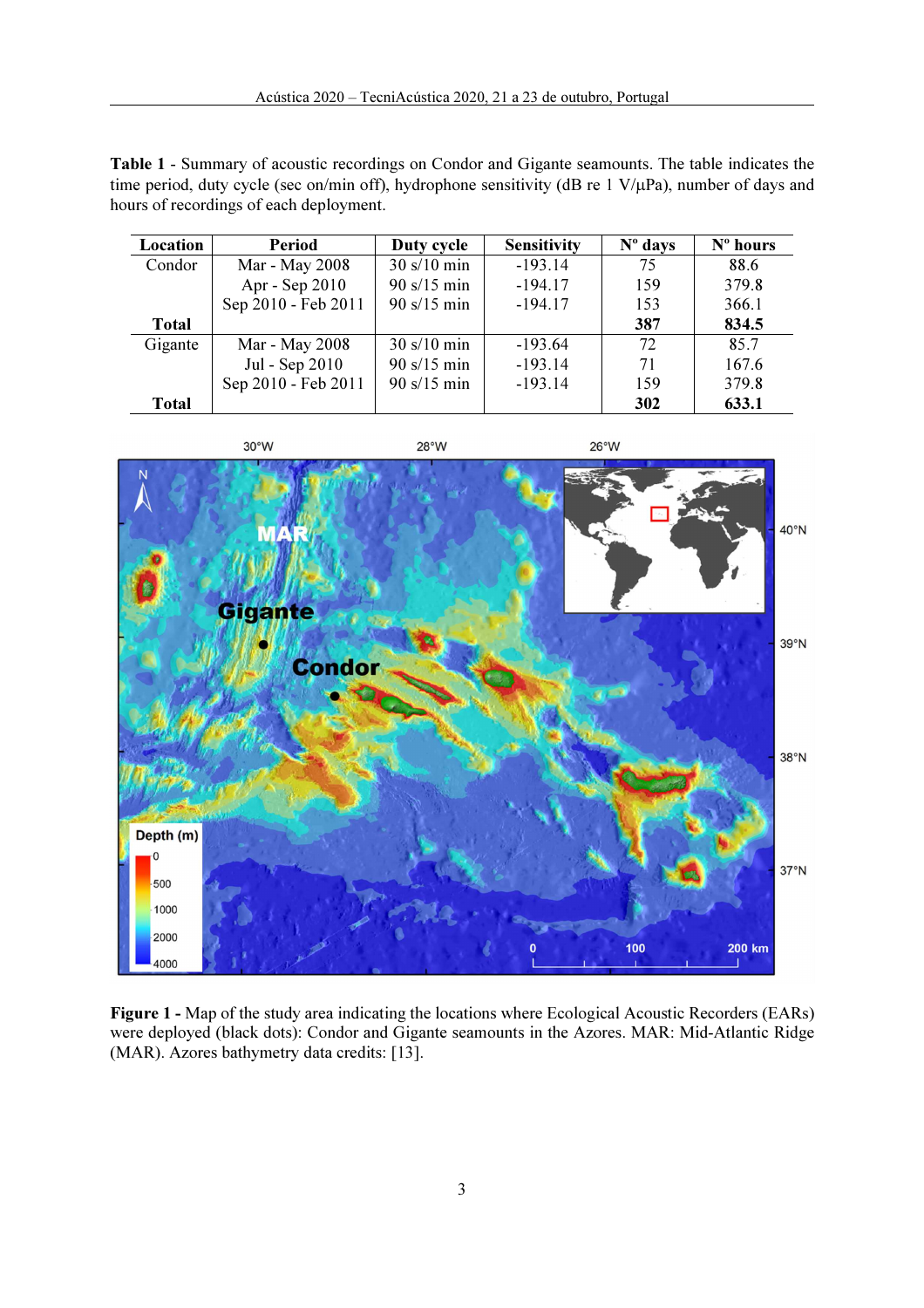**Table 1** - Summary of acoustic recordings on Condor and Gigante seamounts. The table indicates the time period, duty cycle (sec on/min off), hydrophone sensitivity (dB re 1 V/µPa), number of days and hours of recordings of each deployment.

| Location | Period | Duty cycle | Sensitivity | Nº days | Nº hours |
|---|---|---|---|---|---|
| Condor | Mar - May 2008 | 30 s/10 min | -193.14 | 75 | 88.6 |
| | Apr - Sep 2010 | 90 s/15 min | -194.17 | 159 | 379.8 |
| | Sep 2010 - Feb 2011 | 90 s/15 min | -194.17 | 153 | 366.1 |
| **Total** | | | | **387** | **834.5** |
| Gigante | Mar - May 2008 | 30 s/10 min | -193.64 | 72 | 85.7 |
| | Jul - Sep 2010 | 90 s/15 min | -193.14 | 71 | 167.6 |
| | Sep 2010 - Feb 2011 | 90 s/15 min | -193.14 | 159 | 379.8 |
| **Total** | | | | **302** | **633.1** |

**Figure 1 -** Map of the study area indicating the locations where Ecological Acoustic Recorders (EARs) were deployed (black dots): Condor and Gigante seamounts in the Azores. MAR: Mid-Atlantic Ridge (MAR). Azores bathymetry data credits: [13].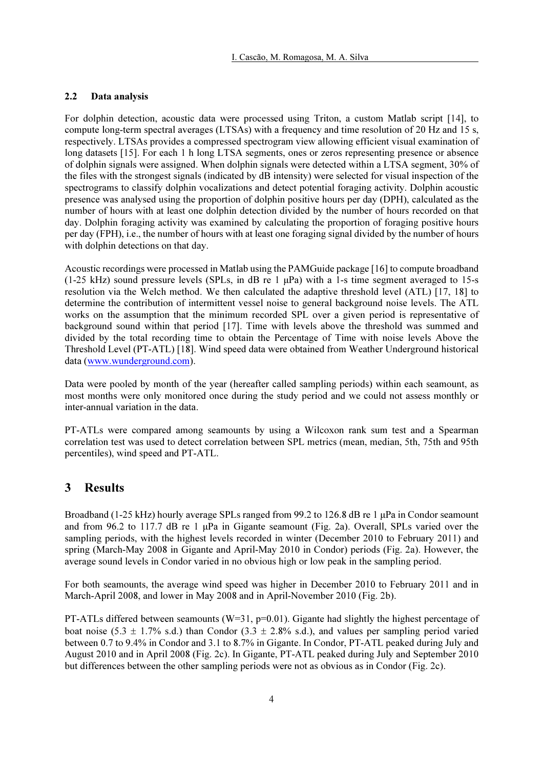### 2.2 Data analysis

For dolphin detection, acoustic data were processed using Triton, a custom Matlab script [14], to compute long-term spectral averages (LTSAs) with a frequency and time resolution of 20 Hz and 15 s, respectively. LTSAs provides a compressed spectrogram view allowing efficient visual examination of long datasets [15]. For each 1 h long LTSA segments, ones or zeros representing presence or absence of dolphin signals were assigned. When dolphin signals were detected within a LTSA segment, 30% of the files with the strongest signals (indicated by dB intensity) were selected for visual inspection of the spectrograms to classify dolphin vocalizations and detect potential foraging activity. Dolphin acoustic presence was analysed using the proportion of dolphin positive hours per day (DPH), calculated as the number of hours with at least one dolphin detection divided by the number of hours recorded on that day. Dolphin foraging activity was examined by calculating the proportion of foraging positive hours per day (FPH), i.e., the number of hours with at least one foraging signal divided by the number of hours with dolphin detections on that day.

Acoustic recordings were processed in Matlab using the PAMGuide package [16] to compute broadband (1-25 kHz) sound pressure levels (SPLs, in dB re 1 μPa) with a 1-s time segment averaged to 15-s resolution via the Welch method. We then calculated the adaptive threshold level (ATL) [17, 18] to determine the contribution of intermittent vessel noise to general background noise levels. The ATL works on the assumption that the minimum recorded SPL over a given period is representative of background sound within that period [17]. Time with levels above the threshold was summed and divided by the total recording time to obtain the Percentage of Time with noise levels Above the Threshold Level (PT-ATL) [18]. Wind speed data were obtained from Weather Underground historical data (www.wunderground.com).

Data were pooled by month of the year (hereafter called sampling periods) within each seamount, as most months were only monitored once during the study period and we could not assess monthly or inter-annual variation in the data.

PT-ATLs were compared among seamounts by using a Wilcoxon rank sum test and a Spearman correlation test was used to detect correlation between SPL metrics (mean, median, 5th, 75th and 95th percentiles), wind speed and PT-ATL.

## 3 Results

Broadband (1-25 kHz) hourly average SPLs ranged from 99.2 to 126.8 dB re 1 μPa in Condor seamount and from 96.2 to 117.7 dB re 1 μPa in Gigante seamount (Fig. 2a). Overall, SPLs varied over the sampling periods, with the highest levels recorded in winter (December 2010 to February 2011) and spring (March-May 2008 in Gigante and April-May 2010 in Condor) periods (Fig. 2a). However, the average sound levels in Condor varied in no obvious high or low peak in the sampling period.

For both seamounts, the average wind speed was higher in December 2010 to February 2011 and in March-April 2008, and lower in May 2008 and in April-November 2010 (Fig. 2b).

PT-ATLs differed between seamounts ($W=31$, $p=0.01$). Gigante had slightly the highest percentage of boat noise (5.3 ± 1.7% s.d.) than Condor (3.3 ± 2.8% s.d.), and values per sampling period varied between 0.7 to 9.4% in Condor and 3.1 to 8.7% in Gigante. In Condor, PT-ATL peaked during July and August 2010 and in April 2008 (Fig. 2c). In Gigante, PT-ATL peaked during July and September 2010 but differences between the other sampling periods were not as obvious as in Condor (Fig. 2c).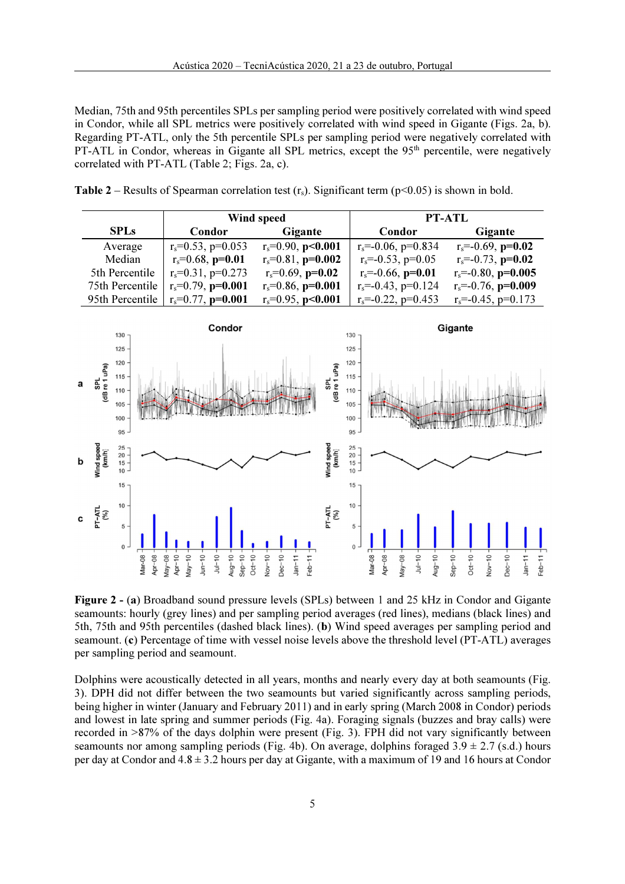Median, 75th and 95th percentiles SPLs per sampling period were positively correlated with wind speed in Condor, while all SPL metrics were positively correlated with wind speed in Gigante (Figs. 2a, b). Regarding PT-ATL, only the 5th percentile SPLs per sampling period were negatively correlated with PT-ATL in Condor, whereas in Gigante all SPL metrics, except the 95th percentile, were negatively correlated with PT-ATL (Table 2; Figs. 2a, c).

**Table 2** – Results of Spearman correlation test ($r_s$). Significant term ($p<0.05$) is shown in bold.

| SPLs | Wind speed | | PT-ATL | |
|---|---|---|---|---|
| | Condor | Gigante | Condor | Gigante |
| Average | $r_s$=0.53, p=0.053 | $r_s$=0.90, **p<0.001** | $r_s$=-0.06, p=0.834 | $r_s$=-0.69, **p=0.02** |
| Median | $r_s$=0.68, **p=0.01** | $r_s$=0.81, **p=0.002** | $r_s$=-0.53, p=0.05 | $r_s$=-0.73, **p=0.02** |
| 5th Percentile | $r_s$=0.31, p=0.273 | $r_s$=0.69, **p=0.02** | $r_s$=-0.66, **p=0.01** | $r_s$=-0.80, **p=0.005** |
| 75th Percentile | $r_s$=0.79, **p=0.001** | $r_s$=0.86, **p=0.001** | $r_s$=-0.43, p=0.124 | $r_s$=-0.76, **p=0.009** |
| 95th Percentile | $r_s$=0.77, **p=0.001** | $r_s$=0.95, **p<0.001** | $r_s$=-0.22, p=0.453 | $r_s$=-0.45, p=0.173 |

**Figure 2 -** (**a**) Broadband sound pressure levels (SPLs) between 1 and 25 kHz in Condor and Gigante seamounts: hourly (grey lines) and per sampling period averages (red lines), medians (black lines) and 5th, 75th and 95th percentiles (dashed black lines). (**b**) Wind speed averages per sampling period and seamount. (**c**) Percentage of time with vessel noise levels above the threshold level (PT-ATL) averages per sampling period and seamount.

Dolphins were acoustically detected in all years, months and nearly every day at both seamounts (Fig. 3). DPH did not differ between the two seamounts but varied significantly across sampling periods, being higher in winter (January and February 2011) and in early spring (March 2008 in Condor) periods and lowest in late spring and summer periods (Fig. 4a). Foraging signals (buzzes and bray calls) were recorded in >87% of the days dolphin were present (Fig. 3). FPH did not vary significantly between seamounts nor among sampling periods (Fig. 4b). On average, dolphins foraged 3.9 ± 2.7 (s.d.) hours per day at Condor and 4.8 ± 3.2 hours per day at Gigante, with a maximum of 19 and 16 hours at Condor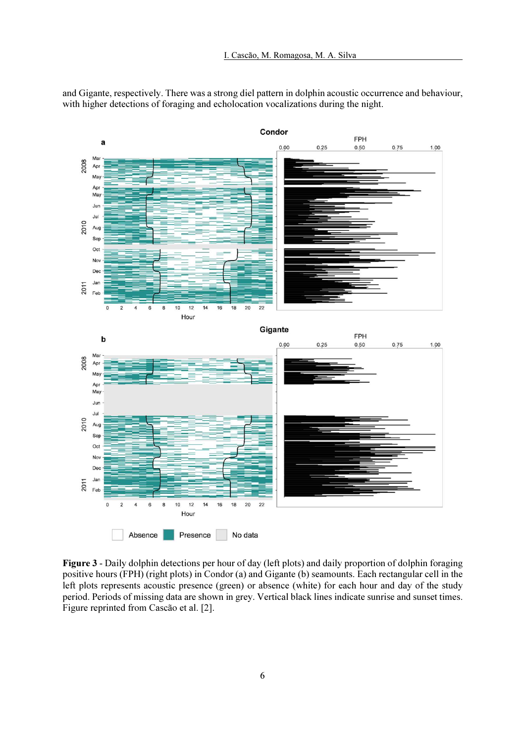and Gigante, respectively. There was a strong diel pattern in dolphin acoustic occurrence and behaviour, with higher detections of foraging and echolocation vocalizations during the night.

**Figure 3** - Daily dolphin detections per hour of day (left plots) and daily proportion of dolphin foraging positive hours (FPH) (right plots) in Condor (a) and Gigante (b) seamounts. Each rectangular cell in the left plots represents acoustic presence (green) or absence (white) for each hour and day of the study period. Periods of missing data are shown in grey. Vertical black lines indicate sunrise and sunset times. Figure reprinted from Cascão et al. [2].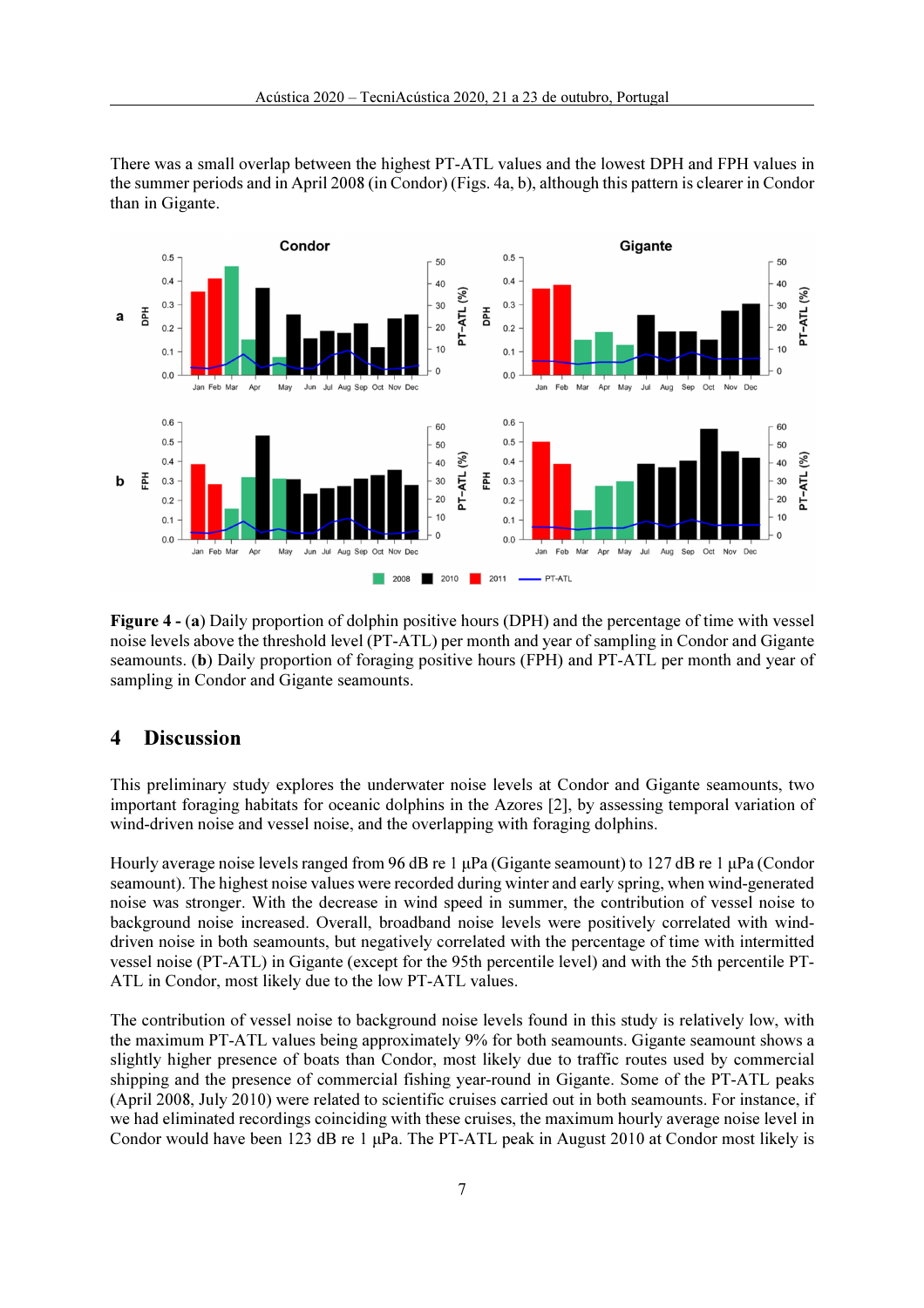There was a small overlap between the highest PT-ATL values and the lowest DPH and FPH values in the summer periods and in April 2008 (in Condor) (Figs. 4a, b), although this pattern is clearer in Condor than in Gigante.

**Figure 4 -** (**a**) Daily proportion of dolphin positive hours (DPH) and the percentage of time with vessel noise levels above the threshold level (PT-ATL) per month and year of sampling in Condor and Gigante seamounts. (**b**) Daily proportion of foraging positive hours (FPH) and PT-ATL per month and year of sampling in Condor and Gigante seamounts.

## 4 Discussion

This preliminary study explores the underwater noise levels at Condor and Gigante seamounts, two important foraging habitats for oceanic dolphins in the Azores [2], by assessing temporal variation of wind-driven noise and vessel noise, and the overlapping with foraging dolphins.

Hourly average noise levels ranged from 96 dB re 1 µPa (Gigante seamount) to 127 dB re 1 µPa (Condor seamount). The highest noise values were recorded during winter and early spring, when wind-generated noise was stronger. With the decrease in wind speed in summer, the contribution of vessel noise to background noise increased. Overall, broadband noise levels were positively correlated with wind-driven noise in both seamounts, but negatively correlated with the percentage of time with intermitted vessel noise (PT-ATL) in Gigante (except for the 95th percentile level) and with the 5th percentile PT-ATL in Condor, most likely due to the low PT-ATL values.

The contribution of vessel noise to background noise levels found in this study is relatively low, with the maximum PT-ATL values being approximately 9% for both seamounts. Gigante seamount shows a slightly higher presence of boats than Condor, most likely due to traffic routes used by commercial shipping and the presence of commercial fishing year-round in Gigante. Some of the PT-ATL peaks (April 2008, July 2010) were related to scientific cruises carried out in both seamounts. For instance, if we had eliminated recordings coinciding with these cruises, the maximum hourly average noise level in Condor would have been 123 dB re 1 µPa. The PT-ATL peak in August 2010 at Condor most likely is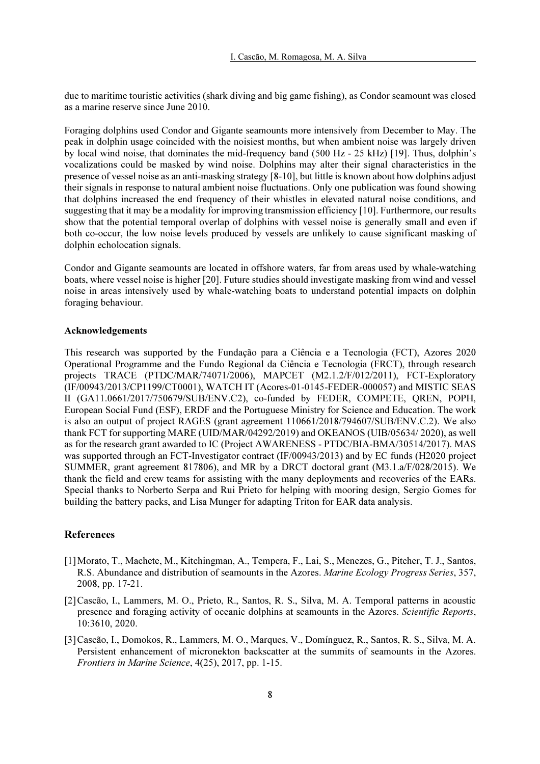due to maritime touristic activities (shark diving and big game fishing), as Condor seamount was closed as a marine reserve since June 2010.

Foraging dolphins used Condor and Gigante seamounts more intensively from December to May. The peak in dolphin usage coincided with the noisiest months, but when ambient noise was largely driven by local wind noise, that dominates the mid-frequency band (500 Hz - 25 kHz) [19]. Thus, dolphin's vocalizations could be masked by wind noise. Dolphins may alter their signal characteristics in the presence of vessel noise as an anti-masking strategy [8-10], but little is known about how dolphins adjust their signals in response to natural ambient noise fluctuations. Only one publication was found showing that dolphins increased the end frequency of their whistles in elevated natural noise conditions, and suggesting that it may be a modality for improving transmission efficiency [10]. Furthermore, our results show that the potential temporal overlap of dolphins with vessel noise is generally small and even if both co-occur, the low noise levels produced by vessels are unlikely to cause significant masking of dolphin echolocation signals.

Condor and Gigante seamounts are located in offshore waters, far from areas used by whale-watching boats, where vessel noise is higher [20]. Future studies should investigate masking from wind and vessel noise in areas intensively used by whale-watching boats to understand potential impacts on dolphin foraging behaviour.

#### Acknowledgements

This research was supported by the Fundação para a Ciência e a Tecnologia (FCT), Azores 2020 Operational Programme and the Fundo Regional da Ciência e Tecnologia (FRCT), through research projects TRACE (PTDC/MAR/74071/2006), MAPCET (M2.1.2/F/012/2011), FCT-Exploratory (IF/00943/2013/CP1199/CT0001), WATCH IT (Acores-01-0145-FEDER-000057) and MISTIC SEAS II (GA11.0661/2017/750679/SUB/ENV.C2), co-funded by FEDER, COMPETE, QREN, POPH, European Social Fund (ESF), ERDF and the Portuguese Ministry for Science and Education. The work is also an output of project RAGES (grant agreement 110661/2018/794607/SUB/ENV.C.2). We also thank FCT for supporting MARE (UID/MAR/04292/2019) and OKEANOS (UIB/05634/ 2020), as well as for the research grant awarded to IC (Project AWARENESS - PTDC/BIA-BMA/30514/2017). MAS was supported through an FCT-Investigator contract (IF/00943/2013) and by EC funds (H2020 project SUMMER, grant agreement 817806), and MR by a DRCT doctoral grant (M3.1.a/F/028/2015). We thank the field and crew teams for assisting with the many deployments and recoveries of the EARs. Special thanks to Norberto Serpa and Rui Prieto for helping with mooring design, Sergio Gomes for building the battery packs, and Lisa Munger for adapting Triton for EAR data analysis.

## References

[1] Morato, T., Machete, M., Kitchingman, A., Tempera, F., Lai, S., Menezes, G., Pitcher, T. J., Santos, R.S. Abundance and distribution of seamounts in the Azores. *Marine Ecology Progress Series*, 357, 2008, pp. 17-21.

[2] Cascão, I., Lammers, M. O., Prieto, R., Santos, R. S., Silva, M. A. Temporal patterns in acoustic presence and foraging activity of oceanic dolphins at seamounts in the Azores. *Scientific Reports*, 10:3610, 2020.

[3] Cascão, I., Domokos, R., Lammers, M. O., Marques, V., Domínguez, R., Santos, R. S., Silva, M. A. Persistent enhancement of micronekton backscatter at the summits of seamounts in the Azores. *Frontiers in Marine Science*, 4(25), 2017, pp. 1-15.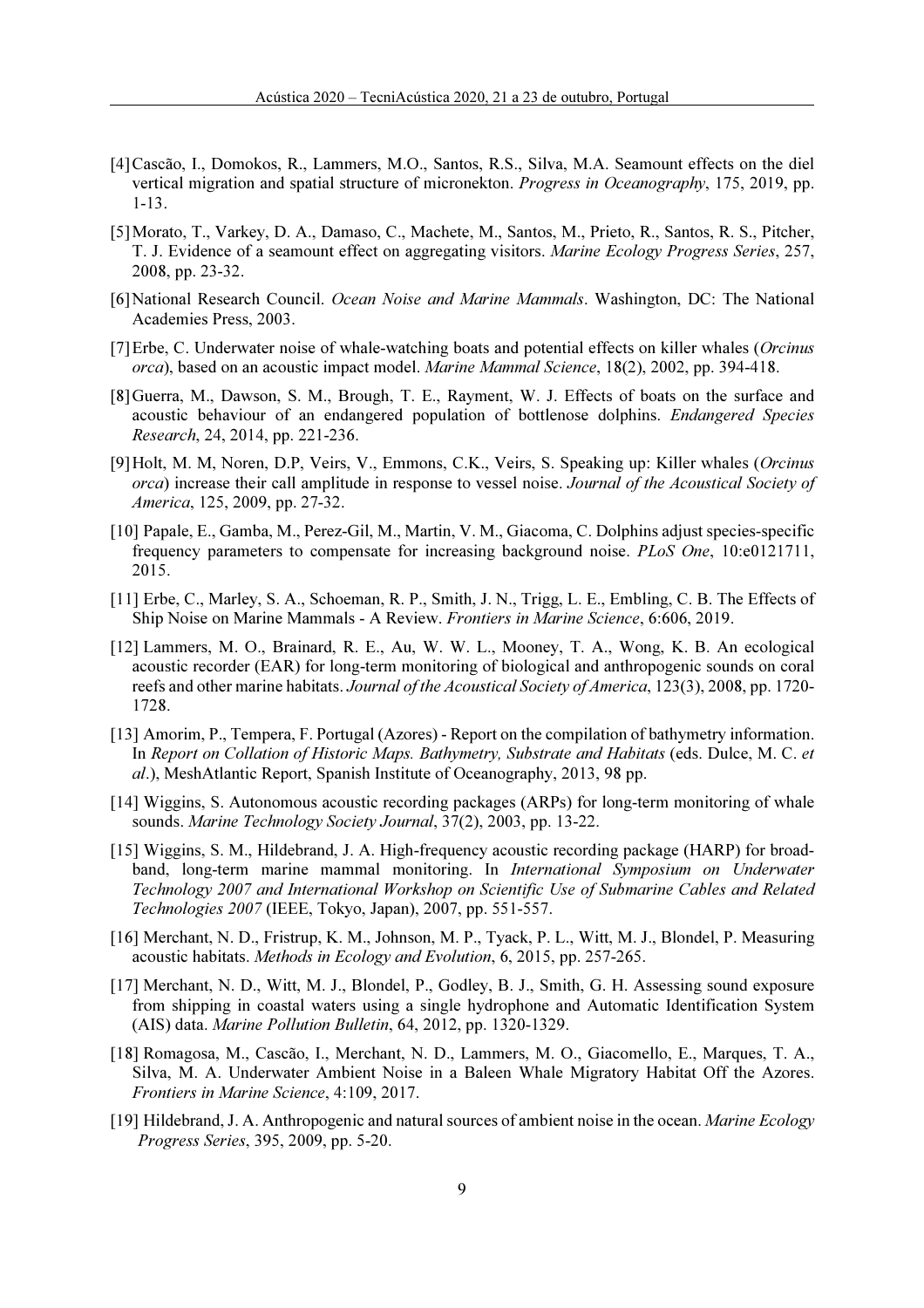[4] Cascão, I., Domokos, R., Lammers, M.O., Santos, R.S., Silva, M.A. Seamount effects on the diel vertical migration and spatial structure of micronekton. *Progress in Oceanography*, 175, 2019, pp. 1-13.

[5] Morato, T., Varkey, D. A., Damaso, C., Machete, M., Santos, M., Prieto, R., Santos, R. S., Pitcher, T. J. Evidence of a seamount effect on aggregating visitors. *Marine Ecology Progress Series*, 257, 2008, pp. 23-32.

[6] National Research Council. *Ocean Noise and Marine Mammals*. Washington, DC: The National Academies Press, 2003.

[7] Erbe, C. Underwater noise of whale-watching boats and potential effects on killer whales (*Orcinus orca*), based on an acoustic impact model. *Marine Mammal Science*, 18(2), 2002, pp. 394-418.

[8] Guerra, M., Dawson, S. M., Brough, T. E., Rayment, W. J. Effects of boats on the surface and acoustic behaviour of an endangered population of bottlenose dolphins. *Endangered Species Research*, 24, 2014, pp. 221-236.

[9] Holt, M. M, Noren, D.P, Veirs, V., Emmons, C.K., Veirs, S. Speaking up: Killer whales (*Orcinus orca*) increase their call amplitude in response to vessel noise. *Journal of the Acoustical Society of America*, 125, 2009, pp. 27-32.

[10] Papale, E., Gamba, M., Perez-Gil, M., Martin, V. M., Giacoma, C. Dolphins adjust species-specific frequency parameters to compensate for increasing background noise. *PLoS One*, 10:e0121711, 2015.

[11] Erbe, C., Marley, S. A., Schoeman, R. P., Smith, J. N., Trigg, L. E., Embling, C. B. The Effects of Ship Noise on Marine Mammals - A Review. *Frontiers in Marine Science*, 6:606, 2019.

[12] Lammers, M. O., Brainard, R. E., Au, W. W. L., Mooney, T. A., Wong, K. B. An ecological acoustic recorder (EAR) for long-term monitoring of biological and anthropogenic sounds on coral reefs and other marine habitats. *Journal of the Acoustical Society of America*, 123(3), 2008, pp. 1720-1728.

[13] Amorim, P., Tempera, F. Portugal (Azores) - Report on the compilation of bathymetry information. In *Report on Collation of Historic Maps. Bathymetry, Substrate and Habitats* (eds. Dulce, M. C. *et al*.), MeshAtlantic Report, Spanish Institute of Oceanography, 2013, 98 pp.

[14] Wiggins, S. Autonomous acoustic recording packages (ARPs) for long-term monitoring of whale sounds. *Marine Technology Society Journal*, 37(2), 2003, pp. 13-22.

[15] Wiggins, S. M., Hildebrand, J. A. High-frequency acoustic recording package (HARP) for broad-band, long-term marine mammal monitoring. In *International Symposium on Underwater Technology 2007 and International Workshop on Scientific Use of Submarine Cables and Related Technologies 2007* (IEEE, Tokyo, Japan), 2007, pp. 551-557.

[16] Merchant, N. D., Fristrup, K. M., Johnson, M. P., Tyack, P. L., Witt, M. J., Blondel, P. Measuring acoustic habitats. *Methods in Ecology and Evolution*, 6, 2015, pp. 257-265.

[17] Merchant, N. D., Witt, M. J., Blondel, P., Godley, B. J., Smith, G. H. Assessing sound exposure from shipping in coastal waters using a single hydrophone and Automatic Identification System (AIS) data. *Marine Pollution Bulletin*, 64, 2012, pp. 1320-1329.

[18] Romagosa, M., Cascão, I., Merchant, N. D., Lammers, M. O., Giacomello, E., Marques, T. A., Silva, M. A. Underwater Ambient Noise in a Baleen Whale Migratory Habitat Off the Azores. *Frontiers in Marine Science*, 4:109, 2017.

[19] Hildebrand, J. A. Anthropogenic and natural sources of ambient noise in the ocean. *Marine Ecology Progress Series*, 395, 2009, pp. 5-20.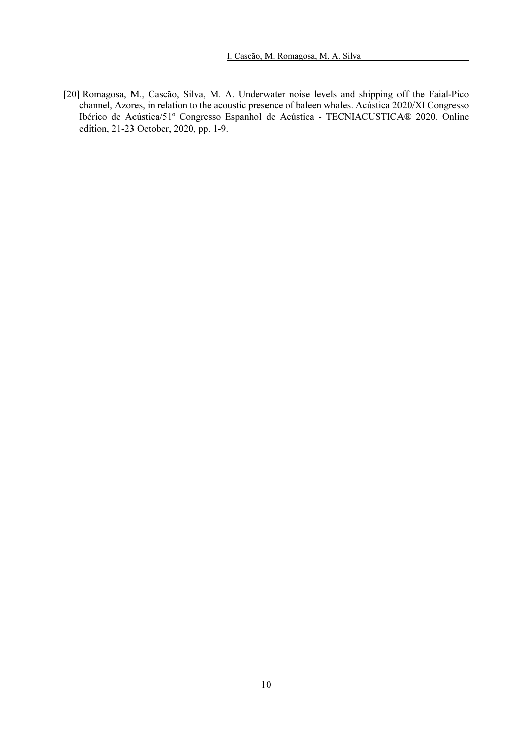[20] Romagosa, M., Cascão, Silva, M. A. Underwater noise levels and shipping off the Faial-Pico channel, Azores, in relation to the acoustic presence of baleen whales. Acústica 2020/XI Congresso Ibérico de Acústica/51º Congresso Espanhol de Acústica - TECNIACUSTICA® 2020. Online edition, 21-23 October, 2020, pp. 1-9.